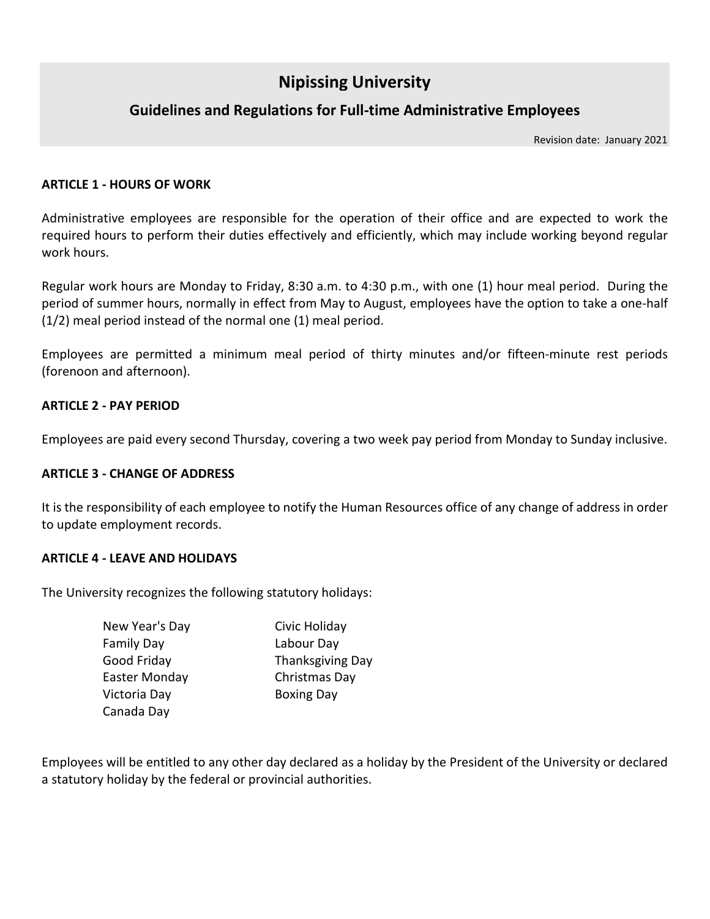# Nipissing University

## Guidelines and Regulations for Full-time Administrative Employees

Revision date: January 2021

### ARTICLE 1 - HOURS OF WORK

Administrative employees are responsible for the operation of their office and are expected to work the required hours to perform their duties effectively and efficiently, which may include working beyond regular work hours.

Regular work hours are Monday to Friday, 8:30 a.m. to 4:30 p.m., with one (1) hour meal period. During the period of summer hours, normally in effect from May to August, employees have the option to take a one-half (1/2) meal period instead of the normal one (1) meal period.

Employees are permitted a minimum meal period of thirty minutes and/or fifteen-minute rest periods (forenoon and afternoon).

### ARTICLE 2 - PAY PERIOD

Employees are paid every second Thursday, covering a two week pay period from Monday to Sunday inclusive.

### ARTICLE 3 - CHANGE OF ADDRESS

It is the responsibility of each employee to notify the Human Resources office of any change of address in order to update employment records.

### ARTICLE 4 - LEAVE AND HOLIDAYS

The University recognizes the following statutory holidays:

- New Year's Day
- Family Day
- Good Friday
- Easter Monday
- Victoria Day
- Canada Day
- Civic Holiday
- Labour Day
- Thanksgiving Day
- Christmas Day
- Boxing Day

Employees will be entitled to any other day declared as a holiday by the President of the University or declared a statutory holiday by the federal or provincial authorities.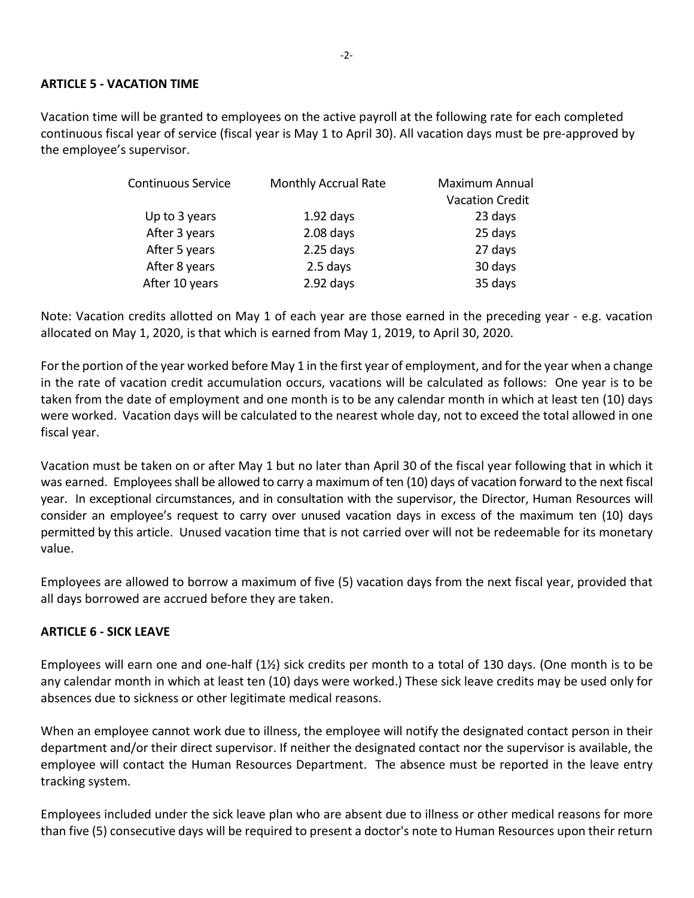**ARTICLE 5 - VACATION TIME**

Vacation time will be granted to employees on the active payroll at the following rate for each completed continuous fiscal year of service (fiscal year is May 1 to April 30). All vacation days must be pre-approved by the employee's supervisor.

| Continuous Service | Monthly Accrual Rate | Maximum Annual Vacation Credit |
| --- | --- | --- |
| Up to 3 years | 1.92 days | 23 days |
| After 3 years | 2.08 days | 25 days |
| After 5 years | 2.25 days | 27 days |
| After 8 years | 2.5 days | 30 days |
| After 10 years | 2.92 days | 35 days |

Note: Vacation credits allotted on May 1 of each year are those earned in the preceding year - e.g. vacation allocated on May 1, 2020, is that which is earned from May 1, 2019, to April 30, 2020.

For the portion of the year worked before May 1 in the first year of employment, and for the year when a change in the rate of vacation credit accumulation occurs, vacations will be calculated as follows: One year is to be taken from the date of employment and one month is to be any calendar month in which at least ten (10) days were worked. Vacation days will be calculated to the nearest whole day, not to exceed the total allowed in one fiscal year.

Vacation must be taken on or after May 1 but no later than April 30 of the fiscal year following that in which it was earned. Employees shall be allowed to carry a maximum of ten (10) days of vacation forward to the next fiscal year. In exceptional circumstances, and in consultation with the supervisor, the Director, Human Resources will consider an employee's request to carry over unused vacation days in excess of the maximum ten (10) days permitted by this article. Unused vacation time that is not carried over will not be redeemable for its monetary value.

Employees are allowed to borrow a maximum of five (5) vacation days from the next fiscal year, provided that all days borrowed are accrued before they are taken.

**ARTICLE 6 - SICK LEAVE**

Employees will earn one and one-half (1½) sick credits per month to a total of 130 days. (One month is to be any calendar month in which at least ten (10) days were worked.) These sick leave credits may be used only for absences due to sickness or other legitimate medical reasons.

When an employee cannot work due to illness, the employee will notify the designated contact person in their department and/or their direct supervisor. If neither the designated contact nor the supervisor is available, the employee will contact the Human Resources Department. The absence must be reported in the leave entry tracking system.

Employees included under the sick leave plan who are absent due to illness or other medical reasons for more than five (5) consecutive days will be required to present a doctor's note to Human Resources upon their return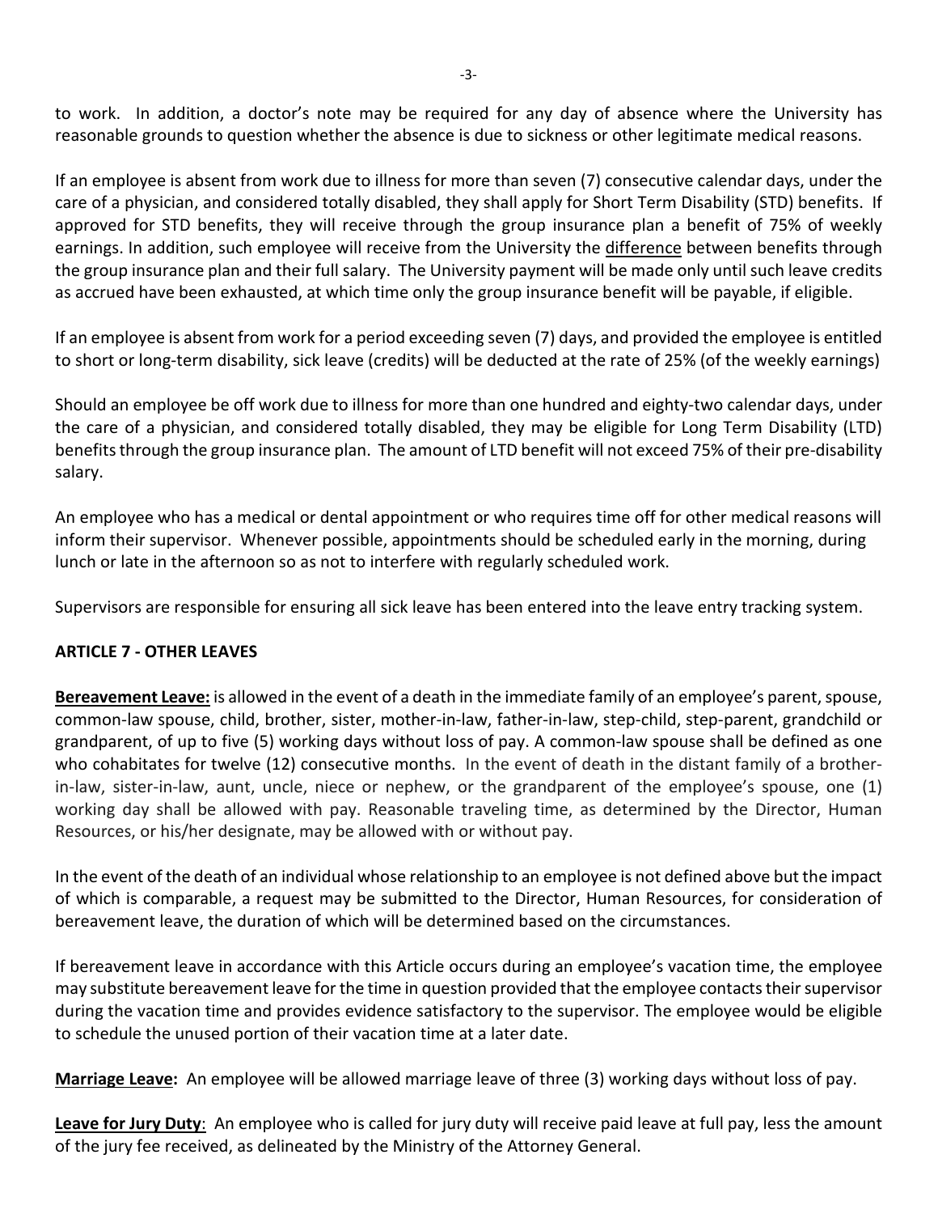to work. In addition, a doctor's note may be required for any day of absence where the University has reasonable grounds to question whether the absence is due to sickness or other legitimate medical reasons.

If an employee is absent from work due to illness for more than seven (7) consecutive calendar days, under the care of a physician, and considered totally disabled, they shall apply for Short Term Disability (STD) benefits. If approved for STD benefits, they will receive through the group insurance plan a benefit of 75% of weekly earnings. In addition, such employee will receive from the University the <u>difference</u> between benefits through the group insurance plan and their full salary. The University payment will be made only until such leave credits as accrued have been exhausted, at which time only the group insurance benefit will be payable, if eligible.

If an employee is absent from work for a period exceeding seven (7) days, and provided the employee is entitled to short or long-term disability, sick leave (credits) will be deducted at the rate of 25% (of the weekly earnings)

Should an employee be off work due to illness for more than one hundred and eighty-two calendar days, under the care of a physician, and considered totally disabled, they may be eligible for Long Term Disability (LTD) benefits through the group insurance plan. The amount of LTD benefit will not exceed 75% of their pre-disability salary.

An employee who has a medical or dental appointment or who requires time off for other medical reasons will inform their supervisor. Whenever possible, appointments should be scheduled early in the morning, during lunch or late in the afternoon so as not to interfere with regularly scheduled work.

Supervisors are responsible for ensuring all sick leave has been entered into the leave entry tracking system.

## ARTICLE 7 - OTHER LEAVES

**<u>Bereavement Leave:</u>** is allowed in the event of a death in the immediate family of an employee's parent, spouse, common-law spouse, child, brother, sister, mother-in-law, father-in-law, step-child, step-parent, grandchild or grandparent, of up to five (5) working days without loss of pay. A common-law spouse shall be defined as one who cohabitates for twelve (12) consecutive months. In the event of death in the distant family of a brother-in-law, sister-in-law, aunt, uncle, niece or nephew, or the grandparent of the employee's spouse, one (1) working day shall be allowed with pay. Reasonable traveling time, as determined by the Director, Human Resources, or his/her designate, may be allowed with or without pay.

In the event of the death of an individual whose relationship to an employee is not defined above but the impact of which is comparable, a request may be submitted to the Director, Human Resources, for consideration of bereavement leave, the duration of which will be determined based on the circumstances.

If bereavement leave in accordance with this Article occurs during an employee's vacation time, the employee may substitute bereavement leave for the time in question provided that the employee contacts their supervisor during the vacation time and provides evidence satisfactory to the supervisor. The employee would be eligible to schedule the unused portion of their vacation time at a later date.

**<u>Marriage Leave</u>:** An employee will be allowed marriage leave of three (3) working days without loss of pay.

**<u>Leave for Jury Duty</u>**: An employee who is called for jury duty will receive paid leave at full pay, less the amount of the jury fee received, as delineated by the Ministry of the Attorney General.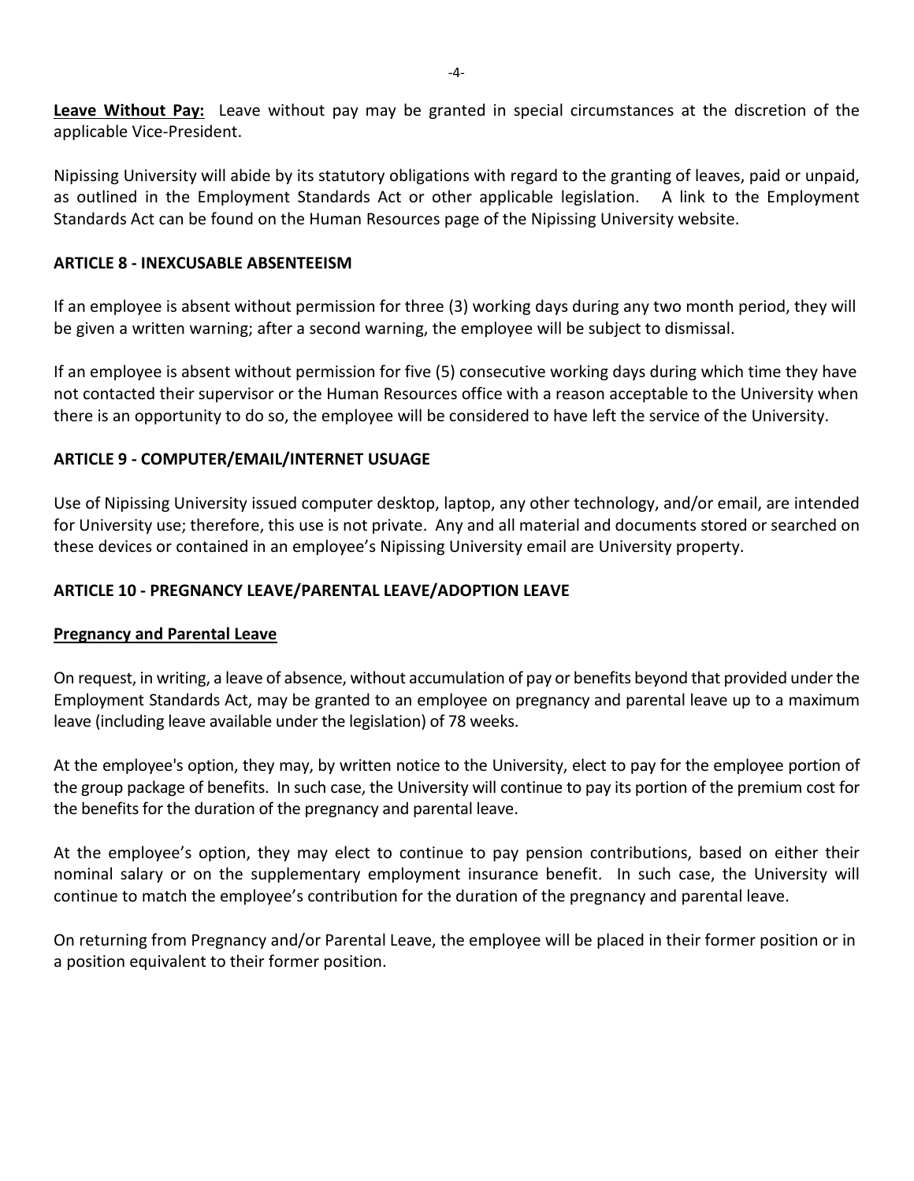**Leave Without Pay:** Leave without pay may be granted in special circumstances at the discretion of the applicable Vice-President.

Nipissing University will abide by its statutory obligations with regard to the granting of leaves, paid or unpaid, as outlined in the Employment Standards Act or other applicable legislation. A link to the Employment Standards Act can be found on the Human Resources page of the Nipissing University website.

## ARTICLE 8 - INEXCUSABLE ABSENTEEISM

If an employee is absent without permission for three (3) working days during any two month period, they will be given a written warning; after a second warning, the employee will be subject to dismissal.

If an employee is absent without permission for five (5) consecutive working days during which time they have not contacted their supervisor or the Human Resources office with a reason acceptable to the University when there is an opportunity to do so, the employee will be considered to have left the service of the University.

## ARTICLE 9 - COMPUTER/EMAIL/INTERNET USUAGE

Use of Nipissing University issued computer desktop, laptop, any other technology, and/or email, are intended for University use; therefore, this use is not private. Any and all material and documents stored or searched on these devices or contained in an employee's Nipissing University email are University property.

## ARTICLE 10 - PREGNANCY LEAVE/PARENTAL LEAVE/ADOPTION LEAVE

### Pregnancy and Parental Leave

On request, in writing, a leave of absence, without accumulation of pay or benefits beyond that provided under the Employment Standards Act, may be granted to an employee on pregnancy and parental leave up to a maximum leave (including leave available under the legislation) of 78 weeks.

At the employee's option, they may, by written notice to the University, elect to pay for the employee portion of the group package of benefits. In such case, the University will continue to pay its portion of the premium cost for the benefits for the duration of the pregnancy and parental leave.

At the employee's option, they may elect to continue to pay pension contributions, based on either their nominal salary or on the supplementary employment insurance benefit. In such case, the University will continue to match the employee's contribution for the duration of the pregnancy and parental leave.

On returning from Pregnancy and/or Parental Leave, the employee will be placed in their former position or in a position equivalent to their former position.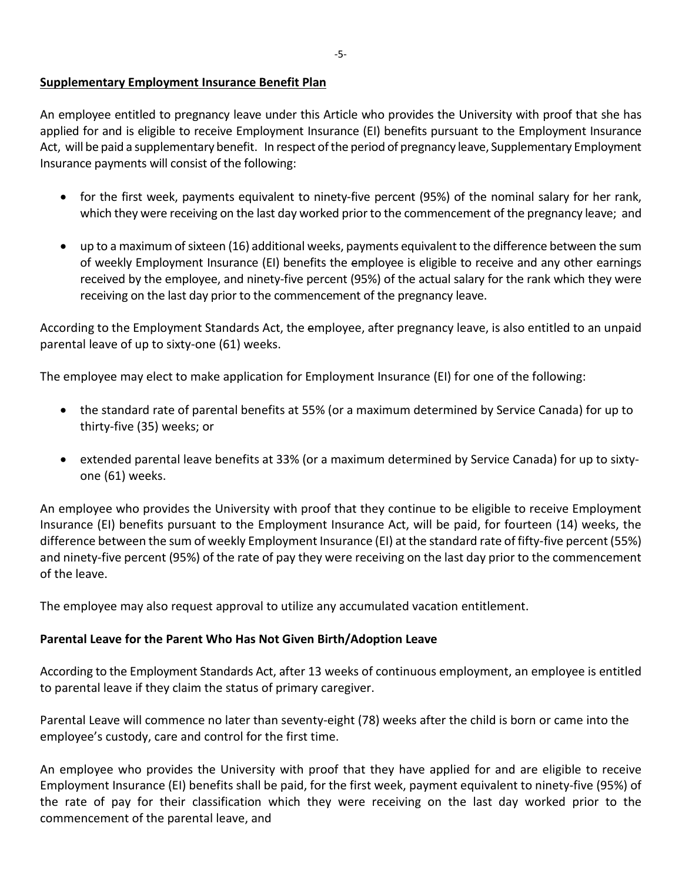**Supplementary Employment Insurance Benefit Plan**

An employee entitled to pregnancy leave under this Article who provides the University with proof that she has applied for and is eligible to receive Employment Insurance (EI) benefits pursuant to the Employment Insurance Act, will be paid a supplementary benefit. In respect of the period of pregnancy leave, Supplementary Employment Insurance payments will consist of the following:

- for the first week, payments equivalent to ninety-five percent (95%) of the nominal salary for her rank, which they were receiving on the last day worked prior to the commencement of the pregnancy leave; and
- up to a maximum of sixteen (16) additional weeks, payments equivalent to the difference between the sum of weekly Employment Insurance (EI) benefits the employee is eligible to receive and any other earnings received by the employee, and ninety-five percent (95%) of the actual salary for the rank which they were receiving on the last day prior to the commencement of the pregnancy leave.

According to the Employment Standards Act, the employee, after pregnancy leave, is also entitled to an unpaid parental leave of up to sixty-one (61) weeks.

The employee may elect to make application for Employment Insurance (EI) for one of the following:

- the standard rate of parental benefits at 55% (or a maximum determined by Service Canada) for up to thirty-five (35) weeks; or
- extended parental leave benefits at 33% (or a maximum determined by Service Canada) for up to sixty-one (61) weeks.

An employee who provides the University with proof that they continue to be eligible to receive Employment Insurance (EI) benefits pursuant to the Employment Insurance Act, will be paid, for fourteen (14) weeks, the difference between the sum of weekly Employment Insurance (EI) at the standard rate of fifty-five percent (55%) and ninety-five percent (95%) of the rate of pay they were receiving on the last day prior to the commencement of the leave.

The employee may also request approval to utilize any accumulated vacation entitlement.

**Parental Leave for the Parent Who Has Not Given Birth/Adoption Leave**

According to the Employment Standards Act, after 13 weeks of continuous employment, an employee is entitled to parental leave if they claim the status of primary caregiver.

Parental Leave will commence no later than seventy-eight (78) weeks after the child is born or came into the employee's custody, care and control for the first time.

An employee who provides the University with proof that they have applied for and are eligible to receive Employment Insurance (EI) benefits shall be paid, for the first week, payment equivalent to ninety-five (95%) of the rate of pay for their classification which they were receiving on the last day worked prior to the commencement of the parental leave, and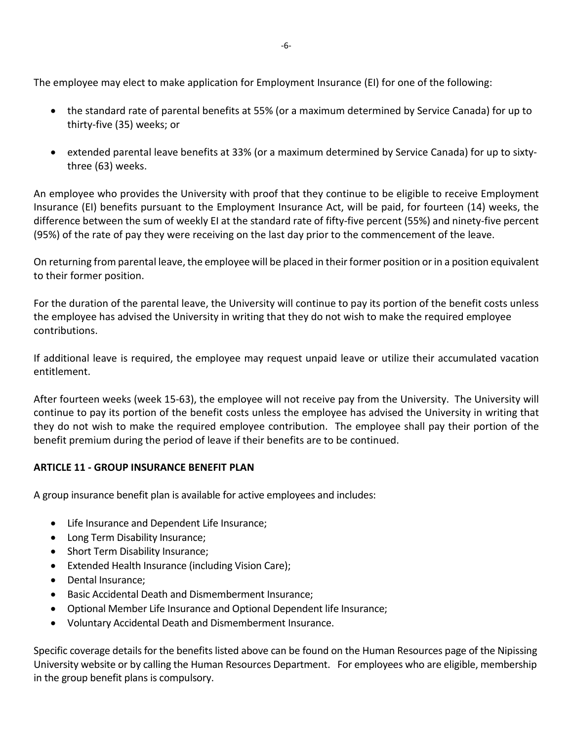The employee may elect to make application for Employment Insurance (EI) for one of the following:

- the standard rate of parental benefits at 55% (or a maximum determined by Service Canada) for up to thirty-five (35) weeks; or

- extended parental leave benefits at 33% (or a maximum determined by Service Canada) for up to sixty-three (63) weeks.

An employee who provides the University with proof that they continue to be eligible to receive Employment Insurance (EI) benefits pursuant to the Employment Insurance Act, will be paid, for fourteen (14) weeks, the difference between the sum of weekly EI at the standard rate of fifty-five percent (55%) and ninety-five percent (95%) of the rate of pay they were receiving on the last day prior to the commencement of the leave.

On returning from parental leave, the employee will be placed in their former position or in a position equivalent to their former position.

For the duration of the parental leave, the University will continue to pay its portion of the benefit costs unless the employee has advised the University in writing that they do not wish to make the required employee contributions.

If additional leave is required, the employee may request unpaid leave or utilize their accumulated vacation entitlement.

After fourteen weeks (week 15-63), the employee will not receive pay from the University. The University will continue to pay its portion of the benefit costs unless the employee has advised the University in writing that they do not wish to make the required employee contribution. The employee shall pay their portion of the benefit premium during the period of leave if their benefits are to be continued.

## ARTICLE 11 - GROUP INSURANCE BENEFIT PLAN

A group insurance benefit plan is available for active employees and includes:

- Life Insurance and Dependent Life Insurance;
- Long Term Disability Insurance;
- Short Term Disability Insurance;
- Extended Health Insurance (including Vision Care);
- Dental Insurance;
- Basic Accidental Death and Dismemberment Insurance;
- Optional Member Life Insurance and Optional Dependent life Insurance;
- Voluntary Accidental Death and Dismemberment Insurance.

Specific coverage details for the benefits listed above can be found on the Human Resources page of the Nipissing University website or by calling the Human Resources Department. For employees who are eligible, membership in the group benefit plans is compulsory.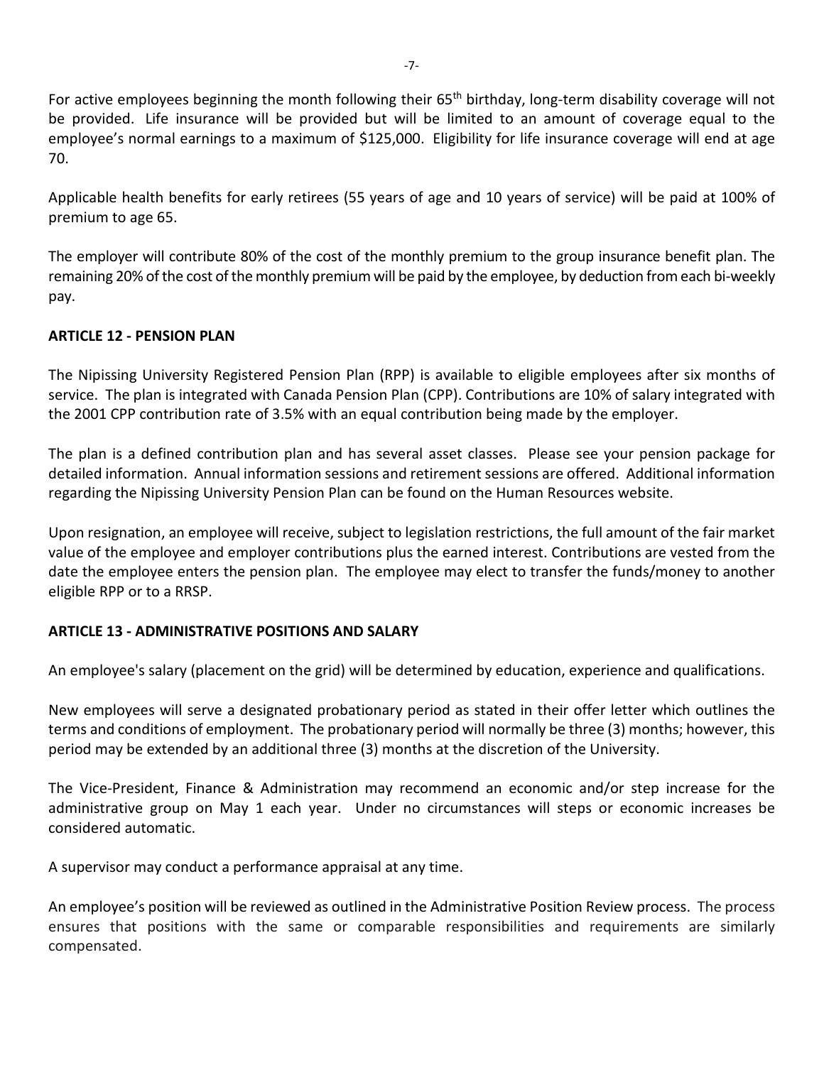For active employees beginning the month following their 65th birthday, long-term disability coverage will not be provided. Life insurance will be provided but will be limited to an amount of coverage equal to the employee's normal earnings to a maximum of $125,000. Eligibility for life insurance coverage will end at age 70.

Applicable health benefits for early retirees (55 years of age and 10 years of service) will be paid at 100% of premium to age 65.

The employer will contribute 80% of the cost of the monthly premium to the group insurance benefit plan. The remaining 20% of the cost of the monthly premium will be paid by the employee, by deduction from each bi-weekly pay.

## ARTICLE 12 - PENSION PLAN

The Nipissing University Registered Pension Plan (RPP) is available to eligible employees after six months of service. The plan is integrated with Canada Pension Plan (CPP). Contributions are 10% of salary integrated with the 2001 CPP contribution rate of 3.5% with an equal contribution being made by the employer.

The plan is a defined contribution plan and has several asset classes. Please see your pension package for detailed information. Annual information sessions and retirement sessions are offered. Additional information regarding the Nipissing University Pension Plan can be found on the Human Resources website.

Upon resignation, an employee will receive, subject to legislation restrictions, the full amount of the fair market value of the employee and employer contributions plus the earned interest. Contributions are vested from the date the employee enters the pension plan. The employee may elect to transfer the funds/money to another eligible RPP or to a RRSP.

## ARTICLE 13 - ADMINISTRATIVE POSITIONS AND SALARY

An employee's salary (placement on the grid) will be determined by education, experience and qualifications.

New employees will serve a designated probationary period as stated in their offer letter which outlines the terms and conditions of employment. The probationary period will normally be three (3) months; however, this period may be extended by an additional three (3) months at the discretion of the University.

The Vice-President, Finance & Administration may recommend an economic and/or step increase for the administrative group on May 1 each year. Under no circumstances will steps or economic increases be considered automatic.

A supervisor may conduct a performance appraisal at any time.

An employee's position will be reviewed as outlined in the Administrative Position Review process. The process ensures that positions with the same or comparable responsibilities and requirements are similarly compensated.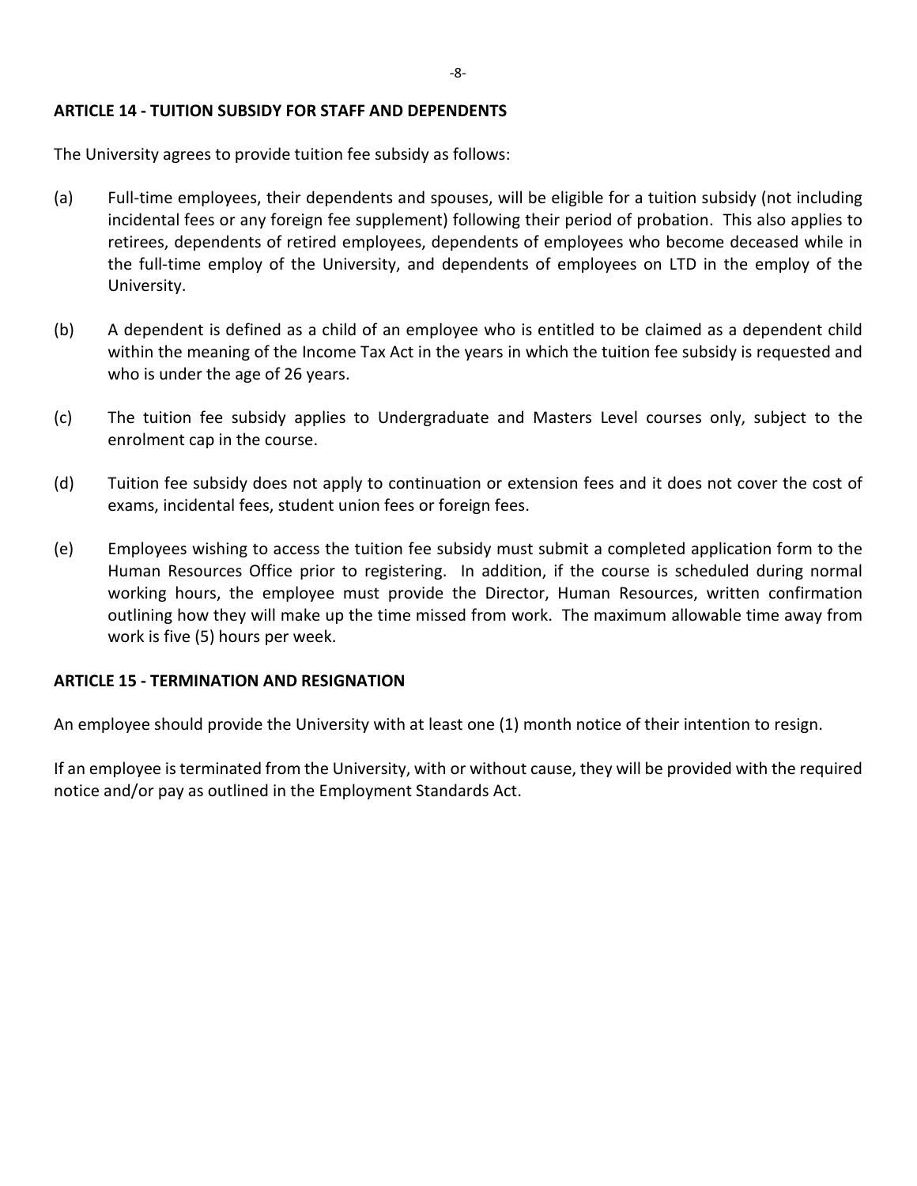## ARTICLE 14 - TUITION SUBSIDY FOR STAFF AND DEPENDENTS

The University agrees to provide tuition fee subsidy as follows:

(a) Full-time employees, their dependents and spouses, will be eligible for a tuition subsidy (not including incidental fees or any foreign fee supplement) following their period of probation. This also applies to retirees, dependents of retired employees, dependents of employees who become deceased while in the full-time employ of the University, and dependents of employees on LTD in the employ of the University.

(b) A dependent is defined as a child of an employee who is entitled to be claimed as a dependent child within the meaning of the Income Tax Act in the years in which the tuition fee subsidy is requested and who is under the age of 26 years.

(c) The tuition fee subsidy applies to Undergraduate and Masters Level courses only, subject to the enrolment cap in the course.

(d) Tuition fee subsidy does not apply to continuation or extension fees and it does not cover the cost of exams, incidental fees, student union fees or foreign fees.

(e) Employees wishing to access the tuition fee subsidy must submit a completed application form to the Human Resources Office prior to registering. In addition, if the course is scheduled during normal working hours, the employee must provide the Director, Human Resources, written confirmation outlining how they will make up the time missed from work. The maximum allowable time away from work is five (5) hours per week.

## ARTICLE 15 - TERMINATION AND RESIGNATION

An employee should provide the University with at least one (1) month notice of their intention to resign.

If an employee is terminated from the University, with or without cause, they will be provided with the required notice and/or pay as outlined in the Employment Standards Act.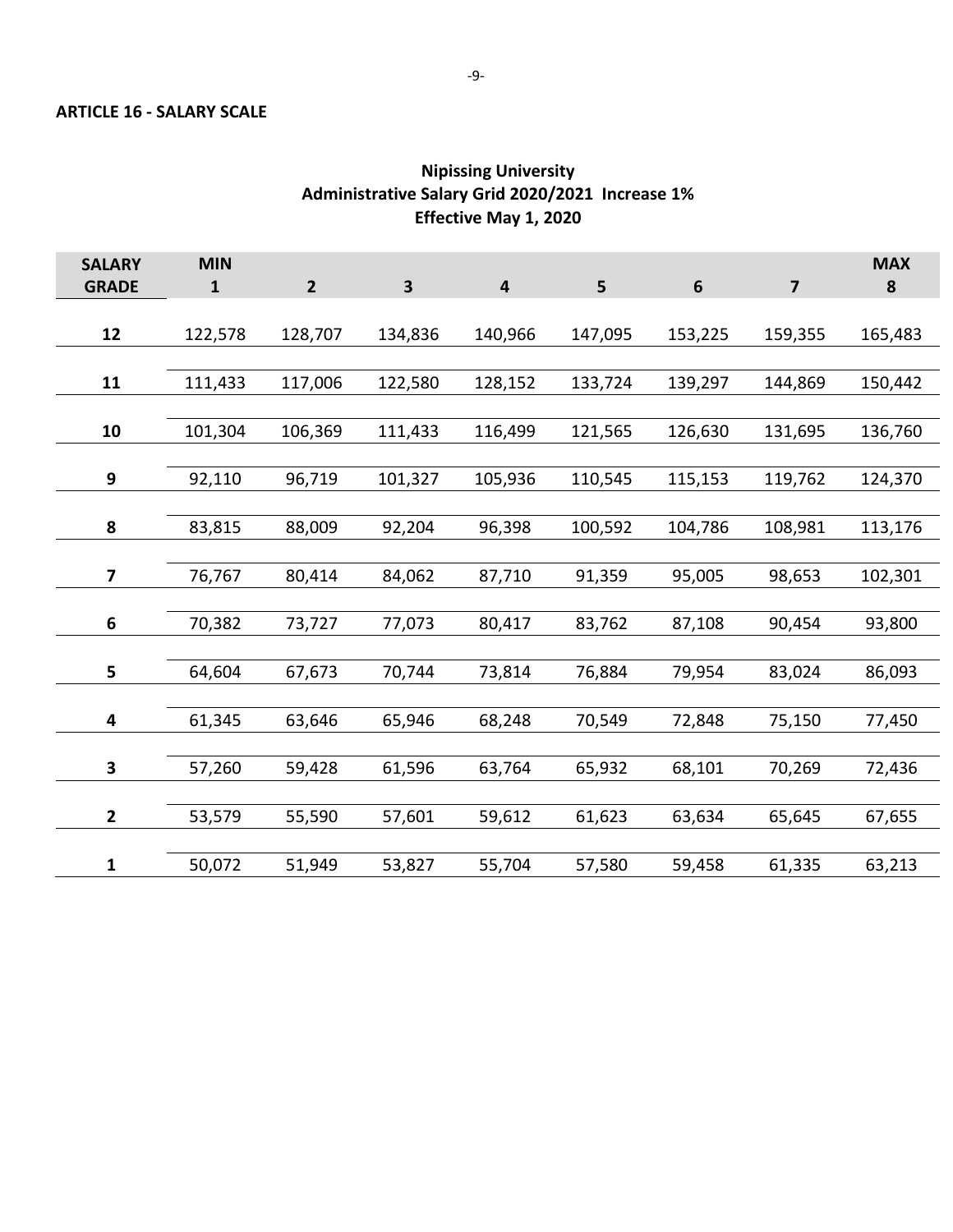**ARTICLE 16 - SALARY SCALE**

**Nipissing University**
**Administrative Salary Grid 2020/2021 Increase 1%**
**Effective May 1, 2020**

| SALARY GRADE | MIN 1 | 2 | 3 | 4 | 5 | 6 | 7 | MAX 8 |
|---|---|---|---|---|---|---|---|---|
| 12 | 122,578 | 128,707 | 134,836 | 140,966 | 147,095 | 153,225 | 159,355 | 165,483 |
| 11 | 111,433 | 117,006 | 122,580 | 128,152 | 133,724 | 139,297 | 144,869 | 150,442 |
| 10 | 101,304 | 106,369 | 111,433 | 116,499 | 121,565 | 126,630 | 131,695 | 136,760 |
| 9 | 92,110 | 96,719 | 101,327 | 105,936 | 110,545 | 115,153 | 119,762 | 124,370 |
| 8 | 83,815 | 88,009 | 92,204 | 96,398 | 100,592 | 104,786 | 108,981 | 113,176 |
| 7 | 76,767 | 80,414 | 84,062 | 87,710 | 91,359 | 95,005 | 98,653 | 102,301 |
| 6 | 70,382 | 73,727 | 77,073 | 80,417 | 83,762 | 87,108 | 90,454 | 93,800 |
| 5 | 64,604 | 67,673 | 70,744 | 73,814 | 76,884 | 79,954 | 83,024 | 86,093 |
| 4 | 61,345 | 63,646 | 65,946 | 68,248 | 70,549 | 72,848 | 75,150 | 77,450 |
| 3 | 57,260 | 59,428 | 61,596 | 63,764 | 65,932 | 68,101 | 70,269 | 72,436 |
| 2 | 53,579 | 55,590 | 57,601 | 59,612 | 61,623 | 63,634 | 65,645 | 67,655 |
| 1 | 50,072 | 51,949 | 53,827 | 55,704 | 57,580 | 59,458 | 61,335 | 63,213 |